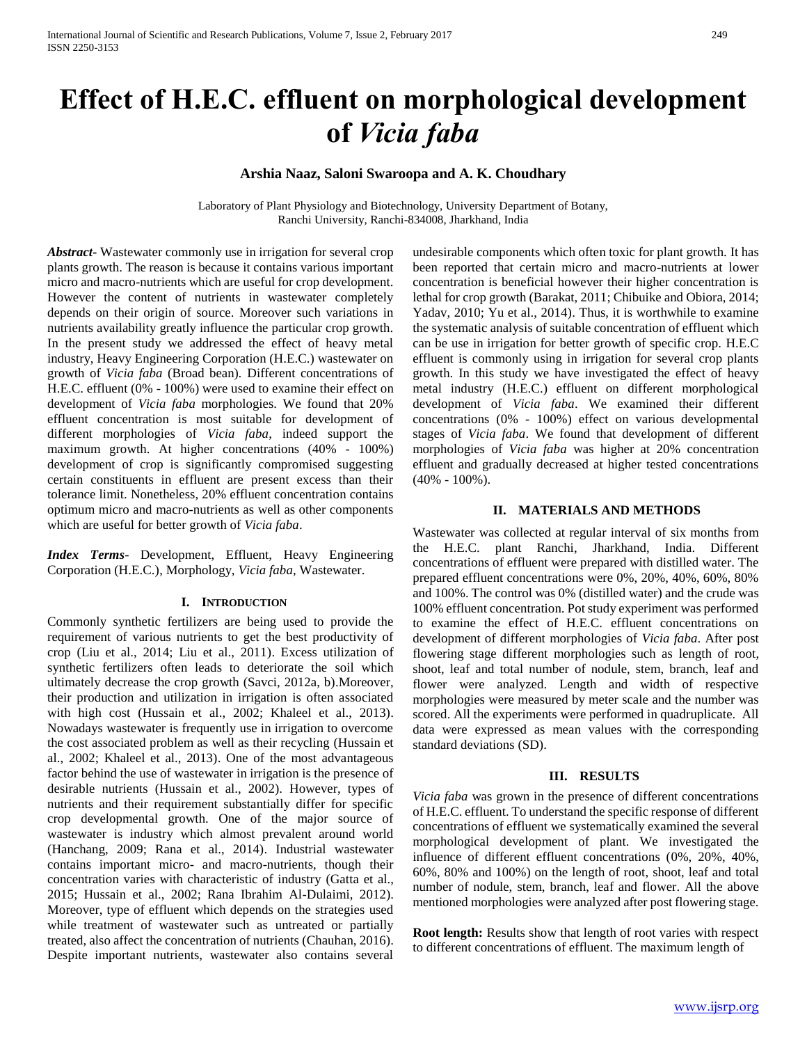# Effect of H.E.C. effluent on morphological development of *Vicia faba*

**Arshia Naaz, Saloni Swaroopa and A. K. Choudhary**

Laboratory of Plant Physiology and Biotechnology, University Department of Botany,
Ranchi University, Ranchi-834008, Jharkhand, India

***Abstract***- Wastewater commonly use in irrigation for several crop plants growth. The reason is because it contains various important micro and macro-nutrients which are useful for crop development. However the content of nutrients in wastewater completely depends on their origin of source. Moreover such variations in nutrients availability greatly influence the particular crop growth. In the present study we addressed the effect of heavy metal industry, Heavy Engineering Corporation (H.E.C.) wastewater on growth of *Vicia faba* (Broad bean). Different concentrations of H.E.C. effluent (0% - 100%) were used to examine their effect on development of *Vicia faba* morphologies. We found that 20% effluent concentration is most suitable for development of different morphologies of *Vicia faba*, indeed support the maximum growth. At higher concentrations (40% - 100%) development of crop is significantly compromised suggesting certain constituents in effluent are present excess than their tolerance limit. Nonetheless, 20% effluent concentration contains optimum micro and macro-nutrients as well as other components which are useful for better growth of *Vicia faba*.

***Index Terms***- Development, Effluent, Heavy Engineering Corporation (H.E.C.), Morphology, *Vicia faba*, Wastewater.

## I. Introduction

Commonly synthetic fertilizers are being used to provide the requirement of various nutrients to get the best productivity of crop (Liu et al., 2014; Liu et al., 2011). Excess utilization of synthetic fertilizers often leads to deteriorate the soil which ultimately decrease the crop growth (Savci, 2012a, b).Moreover, their production and utilization in irrigation is often associated with high cost (Hussain et al., 2002; Khaleel et al., 2013). Nowadays wastewater is frequently use in irrigation to overcome the cost associated problem as well as their recycling (Hussain et al., 2002; Khaleel et al., 2013). One of the most advantageous factor behind the use of wastewater in irrigation is the presence of desirable nutrients (Hussain et al., 2002). However, types of nutrients and their requirement substantially differ for specific crop developmental growth. One of the major source of wastewater is industry which almost prevalent around world (Hanchang, 2009; Rana et al., 2014). Industrial wastewater contains important micro- and macro-nutrients, though their concentration varies with characteristic of industry (Gatta et al., 2015; Hussain et al., 2002; Rana Ibrahim Al-Dulaimi, 2012). Moreover, type of effluent which depends on the strategies used while treatment of wastewater such as untreated or partially treated, also affect the concentration of nutrients (Chauhan, 2016). Despite important nutrients, wastewater also contains several undesirable components which often toxic for plant growth. It has been reported that certain micro and macro-nutrients at lower concentration is beneficial however their higher concentration is lethal for crop growth (Barakat, 2011; Chibuike and Obiora, 2014; Yadav, 2010; Yu et al., 2014). Thus, it is worthwhile to examine the systematic analysis of suitable concentration of effluent which can be use in irrigation for better growth of specific crop. H.E.C effluent is commonly using in irrigation for several crop plants growth. In this study we have investigated the effect of heavy metal industry (H.E.C.) effluent on different morphological development of *Vicia faba*. We examined their different concentrations (0% - 100%) effect on various developmental stages of *Vicia faba*. We found that development of different morphologies of *Vicia faba* was higher at 20% concentration effluent and gradually decreased at higher tested concentrations (40% - 100%).

## II. Materials and Methods

Wastewater was collected at regular interval of six months from the H.E.C. plant Ranchi, Jharkhand, India. Different concentrations of effluent were prepared with distilled water. The prepared effluent concentrations were 0%, 20%, 40%, 60%, 80% and 100%. The control was 0% (distilled water) and the crude was 100% effluent concentration. Pot study experiment was performed to examine the effect of H.E.C. effluent concentrations on development of different morphologies of *Vicia faba*. After post flowering stage different morphologies such as length of root, shoot, leaf and total number of nodule, stem, branch, leaf and flower were analyzed. Length and width of respective morphologies were measured by meter scale and the number was scored. All the experiments were performed in quadruplicate. All data were expressed as mean values with the corresponding standard deviations (SD).

## III. Results

*Vicia faba* was grown in the presence of different concentrations of H.E.C. effluent. To understand the specific response of different concentrations of effluent we systematically examined the several morphological development of plant. We investigated the influence of different effluent concentrations (0%, 20%, 40%, 60%, 80% and 100%) on the length of root, shoot, leaf and total number of nodule, stem, branch, leaf and flower. All the above mentioned morphologies were analyzed after post flowering stage.

**Root length:** Results show that length of root varies with respect to different concentrations of effluent. The maximum length of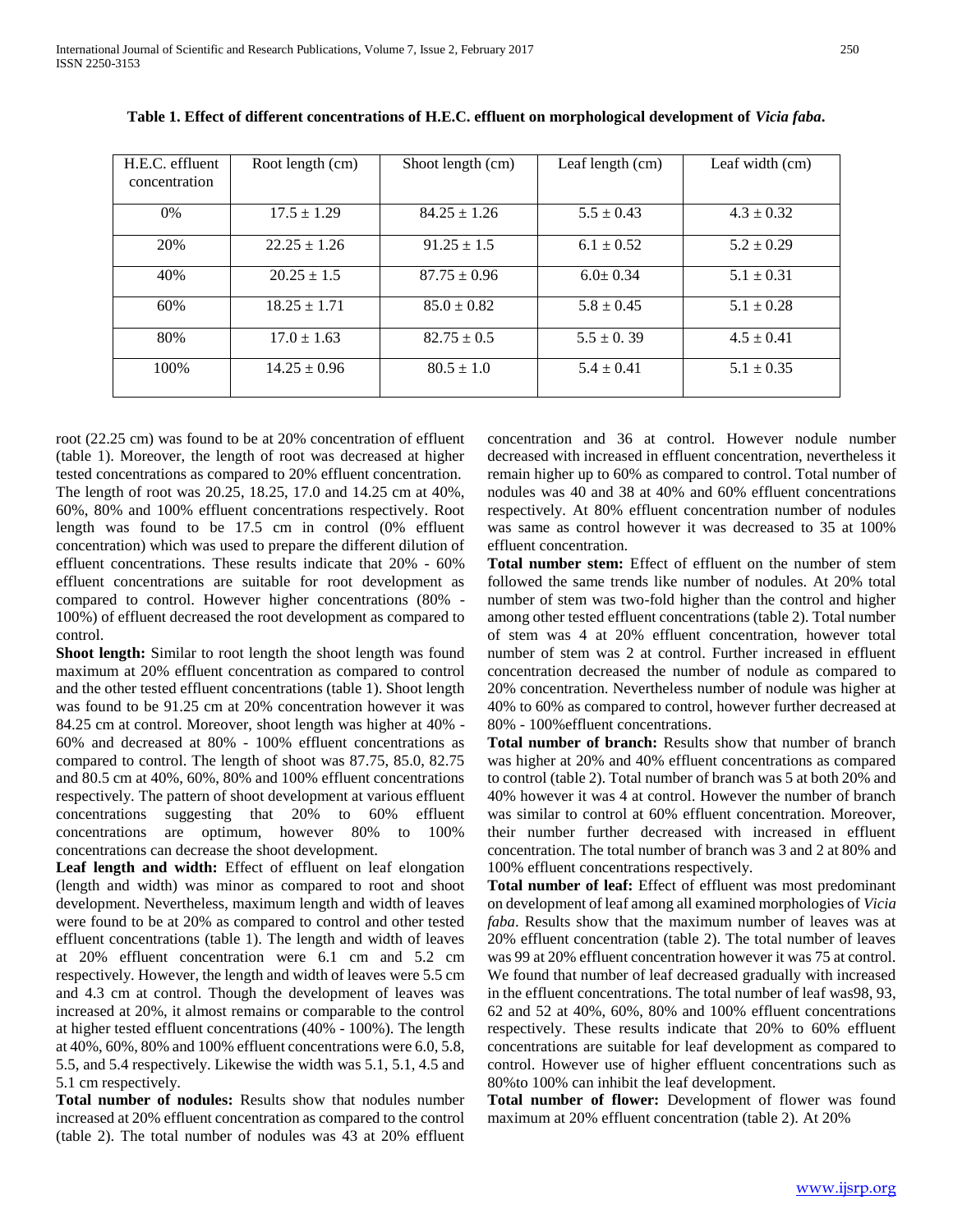**Table 1. Effect of different concentrations of H.E.C. effluent on morphological development of *Vicia faba*.**

| H.E.C. effluent concentration | Root length (cm) | Shoot length (cm) | Leaf length (cm) | Leaf width (cm) |
|---|---|---|---|---|
| 0% | 17.5 ± 1.29 | 84.25 ± 1.26 | 5.5 ± 0.43 | 4.3 ± 0.32 |
| 20% | 22.25 ± 1.26 | 91.25 ± 1.5 | 6.1 ± 0.52 | 5.2 ± 0.29 |
| 40% | 20.25 ± 1.5 | 87.75 ± 0.96 | 6.0± 0.34 | 5.1 ± 0.31 |
| 60% | 18.25 ± 1.71 | 85.0 ± 0.82 | 5.8 ± 0.45 | 5.1 ± 0.28 |
| 80% | 17.0 ± 1.63 | 82.75 ± 0.5 | 5.5 ± 0. 39 | 4.5 ± 0.41 |
| 100% | 14.25 ± 0.96 | 80.5 ± 1.0 | 5.4 ± 0.41 | 5.1 ± 0.35 |

root (22.25 cm) was found to be at 20% concentration of effluent (table 1). Moreover, the length of root was decreased at higher tested concentrations as compared to 20% effluent concentration. The length of root was 20.25, 18.25, 17.0 and 14.25 cm at 40%, 60%, 80% and 100% effluent concentrations respectively. Root length was found to be 17.5 cm in control (0% effluent concentration) which was used to prepare the different dilution of effluent concentrations. These results indicate that 20% - 60% effluent concentrations are suitable for root development as compared to control. However higher concentrations (80% - 100%) of effluent decreased the root development as compared to control.

**Shoot length:** Similar to root length the shoot length was found maximum at 20% effluent concentration as compared to control and the other tested effluent concentrations (table 1). Shoot length was found to be 91.25 cm at 20% concentration however it was 84.25 cm at control. Moreover, shoot length was higher at 40% - 60% and decreased at 80% - 100% effluent concentrations as compared to control. The length of shoot was 87.75, 85.0, 82.75 and 80.5 cm at 40%, 60%, 80% and 100% effluent concentrations respectively. The pattern of shoot development at various effluent concentrations suggesting that 20% to 60% effluent concentrations are optimum, however 80% to 100% concentrations can decrease the shoot development.

**Leaf length and width:** Effect of effluent on leaf elongation (length and width) was minor as compared to root and shoot development. Nevertheless, maximum length and width of leaves were found to be at 20% as compared to control and other tested effluent concentrations (table 1). The length and width of leaves at 20% effluent concentration were 6.1 cm and 5.2 cm respectively. However, the length and width of leaves were 5.5 cm and 4.3 cm at control. Though the development of leaves was increased at 20%, it almost remains or comparable to the control at higher tested effluent concentrations (40% - 100%). The length at 40%, 60%, 80% and 100% effluent concentrations were 6.0, 5.8, 5.5, and 5.4 respectively. Likewise the width was 5.1, 5.1, 4.5 and 5.1 cm respectively.

**Total number of nodules:** Results show that nodules number increased at 20% effluent concentration as compared to the control (table 2). The total number of nodules was 43 at 20% effluent concentration and 36 at control. However nodule number decreased with increased in effluent concentration, nevertheless it remain higher up to 60% as compared to control. Total number of nodules was 40 and 38 at 40% and 60% effluent concentrations respectively. At 80% effluent concentration number of nodules was same as control however it was decreased to 35 at 100% effluent concentration.

**Total number stem:** Effect of effluent on the number of stem followed the same trends like number of nodules. At 20% total number of stem was two-fold higher than the control and higher among other tested effluent concentrations (table 2). Total number of stem was 4 at 20% effluent concentration, however total number of stem was 2 at control. Further increased in effluent concentration decreased the number of nodule as compared to 20% concentration. Nevertheless number of nodule was higher at 40% to 60% as compared to control, however further decreased at 80% - 100%effluent concentrations.

**Total number of branch:** Results show that number of branch was higher at 20% and 40% effluent concentrations as compared to control (table 2). Total number of branch was 5 at both 20% and 40% however it was 4 at control. However the number of branch was similar to control at 60% effluent concentration. Moreover, their number further decreased with increased in effluent concentration. The total number of branch was 3 and 2 at 80% and 100% effluent concentrations respectively.

**Total number of leaf:** Effect of effluent was most predominant on development of leaf among all examined morphologies of *Vicia faba*. Results show that the maximum number of leaves was at 20% effluent concentration (table 2). The total number of leaves was 99 at 20% effluent concentration however it was 75 at control. We found that number of leaf decreased gradually with increased in the effluent concentrations. The total number of leaf was98, 93, 62 and 52 at 40%, 60%, 80% and 100% effluent concentrations respectively. These results indicate that 20% to 60% effluent concentrations are suitable for leaf development as compared to control. However use of higher effluent concentrations such as 80%to 100% can inhibit the leaf development.

**Total number of flower:** Development of flower was found maximum at 20% effluent concentration (table 2). At 20%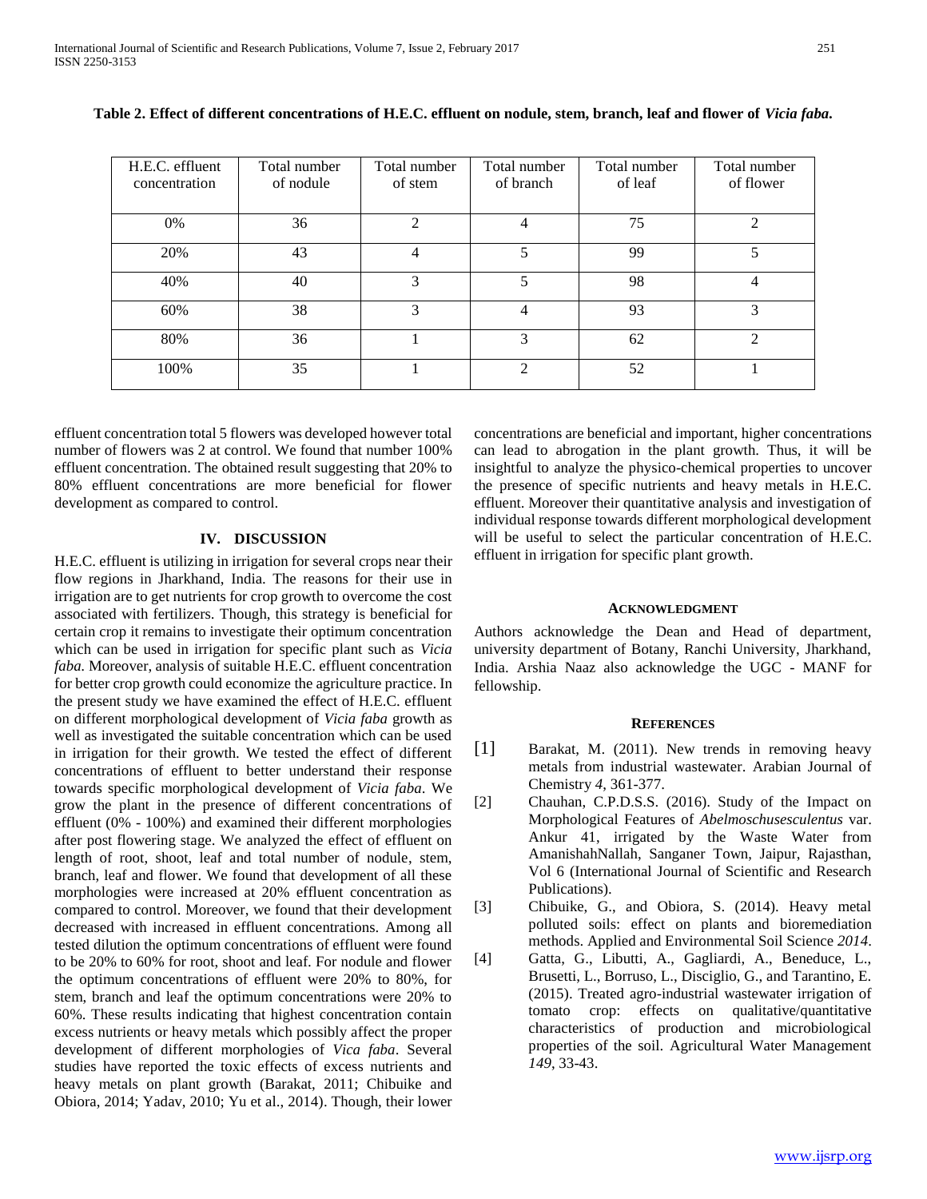**Table 2. Effect of different concentrations of H.E.C. effluent on nodule, stem, branch, leaf and flower of *Vicia faba.***

| H.E.C. effluent concentration | Total number of nodule | Total number of stem | Total number of branch | Total number of leaf | Total number of flower |
|---|---|---|---|---|---|
| 0% | 36 | 2 | 4 | 75 | 2 |
| 20% | 43 | 4 | 5 | 99 | 5 |
| 40% | 40 | 3 | 5 | 98 | 4 |
| 60% | 38 | 3 | 4 | 93 | 3 |
| 80% | 36 | 1 | 3 | 62 | 2 |
| 100% | 35 | 1 | 2 | 52 | 1 |

effluent concentration total 5 flowers was developed however total number of flowers was 2 at control. We found that number 100% effluent concentration. The obtained result suggesting that 20% to 80% effluent concentrations are more beneficial for flower development as compared to control.

## IV. DISCUSSION

H.E.C. effluent is utilizing in irrigation for several crops near their flow regions in Jharkhand, India. The reasons for their use in irrigation are to get nutrients for crop growth to overcome the cost associated with fertilizers. Though, this strategy is beneficial for certain crop it remains to investigate their optimum concentration which can be used in irrigation for specific plant such as *Vicia faba.* Moreover, analysis of suitable H.E.C. effluent concentration for better crop growth could economize the agriculture practice. In the present study we have examined the effect of H.E.C. effluent on different morphological development of *Vicia faba* growth as well as investigated the suitable concentration which can be used in irrigation for their growth. We tested the effect of different concentrations of effluent to better understand their response towards specific morphological development of *Vicia faba*. We grow the plant in the presence of different concentrations of effluent (0% - 100%) and examined their different morphologies after post flowering stage. We analyzed the effect of effluent on length of root, shoot, leaf and total number of nodule, stem, branch, leaf and flower. We found that development of all these morphologies were increased at 20% effluent concentration as compared to control. Moreover, we found that their development decreased with increased in effluent concentrations. Among all tested dilution the optimum concentrations of effluent were found to be 20% to 60% for root, shoot and leaf. For nodule and flower the optimum concentrations of effluent were 20% to 80%, for stem, branch and leaf the optimum concentrations were 20% to 60%. These results indicating that highest concentration contain excess nutrients or heavy metals which possibly affect the proper development of different morphologies of *Vica faba*. Several studies have reported the toxic effects of excess nutrients and heavy metals on plant growth (Barakat, 2011; Chibuike and Obiora, 2014; Yadav, 2010; Yu et al., 2014). Though, their lower concentrations are beneficial and important, higher concentrations can lead to abrogation in the plant growth. Thus, it will be insightful to analyze the physico-chemical properties to uncover the presence of specific nutrients and heavy metals in H.E.C. effluent. Moreover their quantitative analysis and investigation of individual response towards different morphological development will be useful to select the particular concentration of H.E.C. effluent in irrigation for specific plant growth.

## ACKNOWLEDGMENT

Authors acknowledge the Dean and Head of department, university department of Botany, Ranchi University, Jharkhand, India. Arshia Naaz also acknowledge the UGC - MANF for fellowship.

## REFERENCES

[1] Barakat, M. (2011). New trends in removing heavy metals from industrial wastewater. Arabian Journal of Chemistry *4*, 361-377.

[2] Chauhan, C.P.D.S.S. (2016). Study of the Impact on Morphological Features of *Abelmoschusesculentus* var. Ankur 41, irrigated by the Waste Water from AmanishahNallah, Sanganer Town, Jaipur, Rajasthan, Vol 6 (International Journal of Scientific and Research Publications).

[3] Chibuike, G., and Obiora, S. (2014). Heavy metal polluted soils: effect on plants and bioremediation methods. Applied and Environmental Soil Science *2014*.

[4] Gatta, G., Libutti, A., Gagliardi, A., Beneduce, L., Brusetti, L., Borruso, L., Disciglio, G., and Tarantino, E. (2015). Treated agro-industrial wastewater irrigation of tomato crop: effects on qualitative/quantitative characteristics of production and microbiological properties of the soil. Agricultural Water Management *149*, 33-43.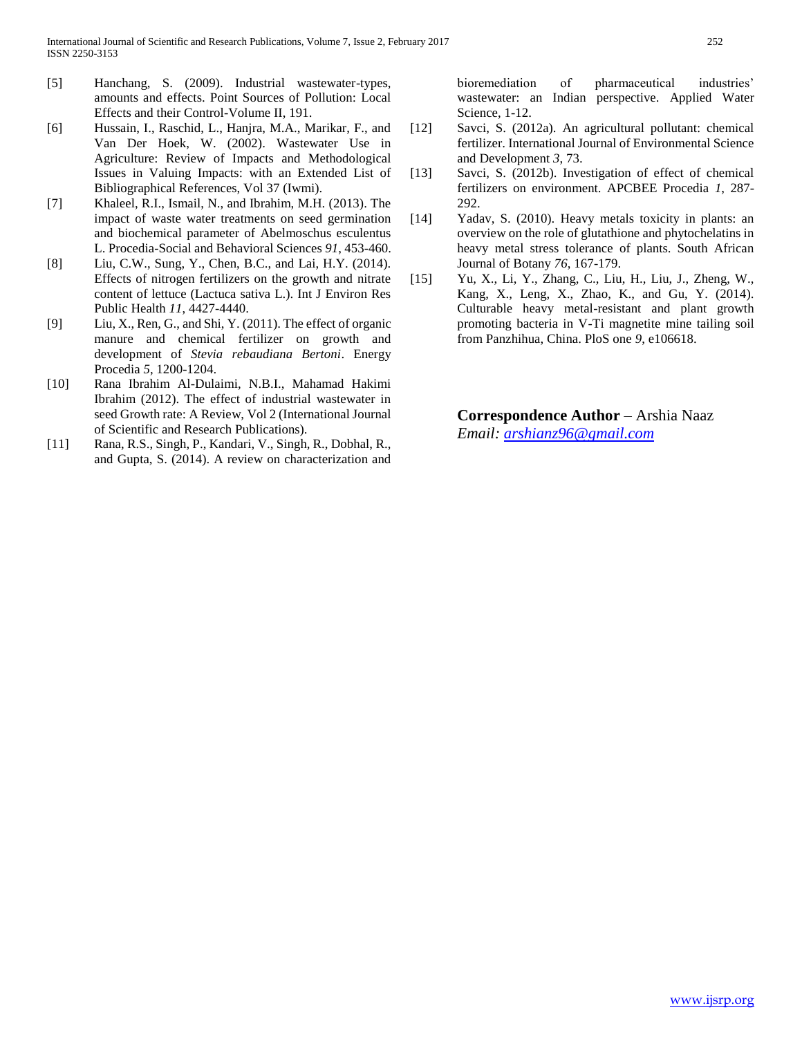[5] Hanchang, S. (2009). Industrial wastewater-types, amounts and effects. Point Sources of Pollution: Local Effects and their Control-Volume II, 191.

[6] Hussain, I., Raschid, L., Hanjra, M.A., Marikar, F., and Van Der Hoek, W. (2002). Wastewater Use in Agriculture: Review of Impacts and Methodological Issues in Valuing Impacts: with an Extended List of Bibliographical References, Vol 37 (Iwmi).

[7] Khaleel, R.I., Ismail, N., and Ibrahim, M.H. (2013). The impact of waste water treatments on seed germination and biochemical parameter of Abelmoschus esculentus L. Procedia-Social and Behavioral Sciences *91*, 453-460.

[8] Liu, C.W., Sung, Y., Chen, B.C., and Lai, H.Y. (2014). Effects of nitrogen fertilizers on the growth and nitrate content of lettuce (Lactuca sativa L.). Int J Environ Res Public Health *11*, 4427-4440.

[9] Liu, X., Ren, G., and Shi, Y. (2011). The effect of organic manure and chemical fertilizer on growth and development of *Stevia rebaudiana Bertoni*. Energy Procedia *5*, 1200-1204.

[10] Rana Ibrahim Al-Dulaimi, N.B.I., Mahamad Hakimi Ibrahim (2012). The effect of industrial wastewater in seed Growth rate: A Review, Vol 2 (International Journal of Scientific and Research Publications).

[11] Rana, R.S., Singh, P., Kandari, V., Singh, R., Dobhal, R., and Gupta, S. (2014). A review on characterization and bioremediation of pharmaceutical industries' wastewater: an Indian perspective. Applied Water Science, 1-12.

[12] Savci, S. (2012a). An agricultural pollutant: chemical fertilizer. International Journal of Environmental Science and Development *3*, 73.

[13] Savci, S. (2012b). Investigation of effect of chemical fertilizers on environment. APCBEE Procedia *1*, 287-292.

[14] Yadav, S. (2010). Heavy metals toxicity in plants: an overview on the role of glutathione and phytochelatins in heavy metal stress tolerance of plants. South African Journal of Botany *76*, 167-179.

[15] Yu, X., Li, Y., Zhang, C., Liu, H., Liu, J., Zheng, W., Kang, X., Leng, X., Zhao, K., and Gu, Y. (2014). Culturable heavy metal-resistant and plant growth promoting bacteria in V-Ti magnetite mine tailing soil from Panzhihua, China. PloS one *9*, e106618.

**Correspondence Author** – Arshia Naaz
*Email: arshianz96@gmail.com*